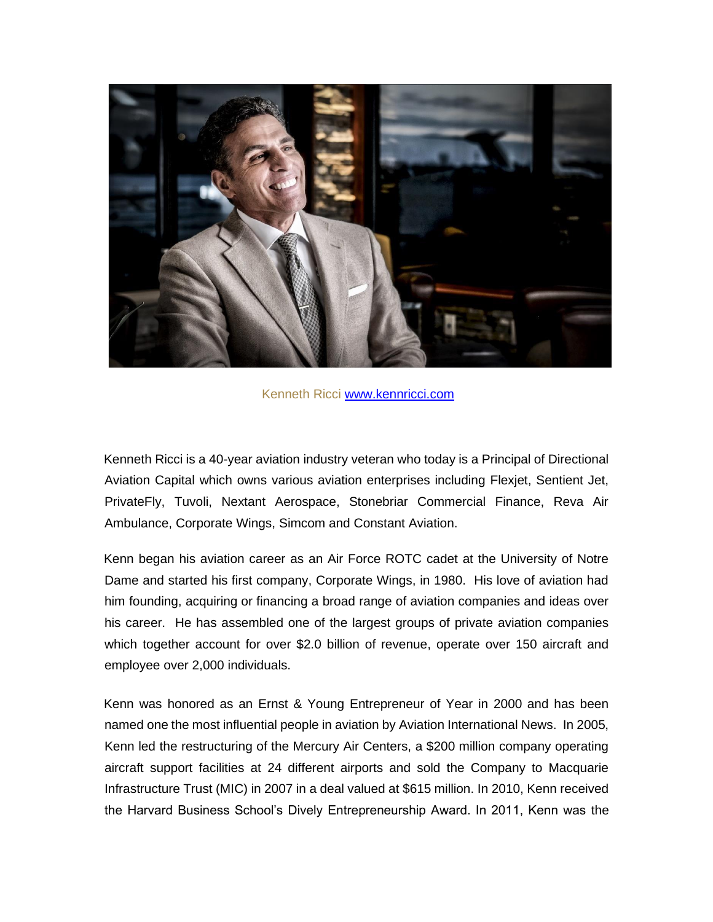Kenneth Ricci [www.kennricci.com](www.kennricci.com)

Kenneth Ricci is a 40-year aviation industry veteran who today is a Principal of Directional Aviation Capital which owns various aviation enterprises including Flexjet, Sentient Jet, PrivateFly, Tuvoli, Nextant Aerospace, Stonebriar Commercial Finance, Reva Air Ambulance, Corporate Wings, Simcom and Constant Aviation.

Kenn began his aviation career as an Air Force ROTC cadet at the University of Notre Dame and started his first company, Corporate Wings, in 1980. His love of aviation had him founding, acquiring or financing a broad range of aviation companies and ideas over his career. He has assembled one of the largest groups of private aviation companies which together account for over $2.0 billion of revenue, operate over 150 aircraft and employee over 2,000 individuals.

Kenn was honored as an Ernst & Young Entrepreneur of Year in 2000 and has been named one the most influential people in aviation by Aviation International News. In 2005, Kenn led the restructuring of the Mercury Air Centers, a $200 million company operating aircraft support facilities at 24 different airports and sold the Company to Macquarie Infrastructure Trust (MIC) in 2007 in a deal valued at $615 million. In 2010, Kenn received the Harvard Business School's Dively Entrepreneurship Award. In 2011, Kenn was the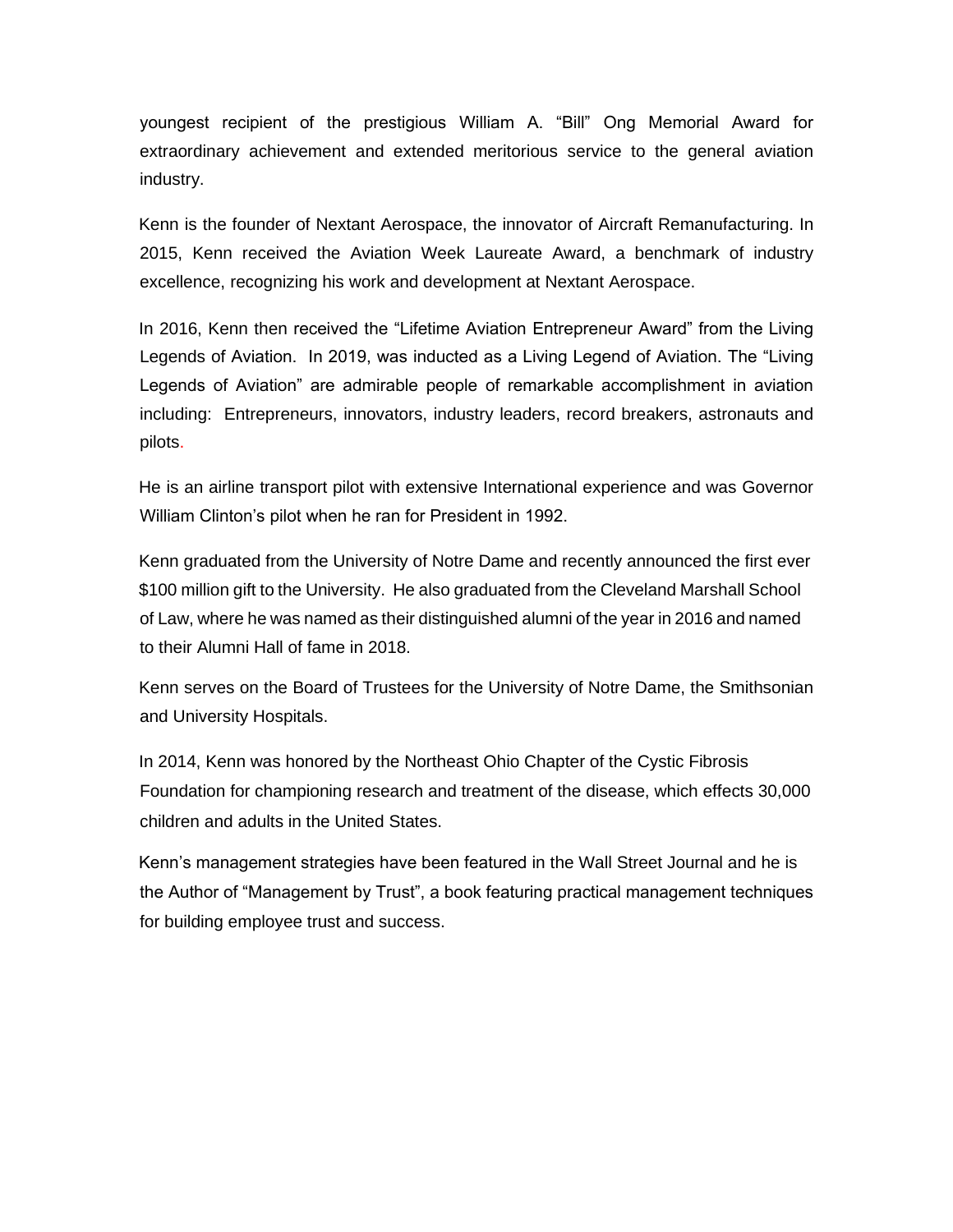youngest recipient of the prestigious William A. "Bill" Ong Memorial Award for extraordinary achievement and extended meritorious service to the general aviation industry.

Kenn is the founder of Nextant Aerospace, the innovator of Aircraft Remanufacturing. In 2015, Kenn received the Aviation Week Laureate Award, a benchmark of industry excellence, recognizing his work and development at Nextant Aerospace.

In 2016, Kenn then received the "Lifetime Aviation Entrepreneur Award" from the Living Legends of Aviation. In 2019, was inducted as a Living Legend of Aviation. The "Living Legends of Aviation" are admirable people of remarkable accomplishment in aviation including: Entrepreneurs, innovators, industry leaders, record breakers, astronauts and pilots.

He is an airline transport pilot with extensive International experience and was Governor William Clinton's pilot when he ran for President in 1992.

Kenn graduated from the University of Notre Dame and recently announced the first ever $100 million gift to the University. He also graduated from the Cleveland Marshall School of Law, where he was named as their distinguished alumni of the year in 2016 and named to their Alumni Hall of fame in 2018.

Kenn serves on the Board of Trustees for the University of Notre Dame, the Smithsonian and University Hospitals.

In 2014, Kenn was honored by the Northeast Ohio Chapter of the Cystic Fibrosis Foundation for championing research and treatment of the disease, which effects 30,000 children and adults in the United States.

Kenn's management strategies have been featured in the Wall Street Journal and he is the Author of "Management by Trust", a book featuring practical management techniques for building employee trust and success.